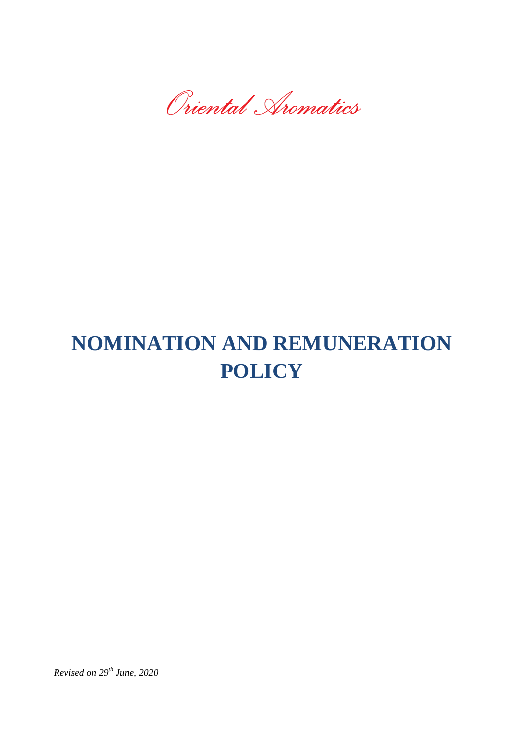Oriental Aromatics

# NOMINATION AND REMUNERATION POLICY

*Revised on 29th June, 2020*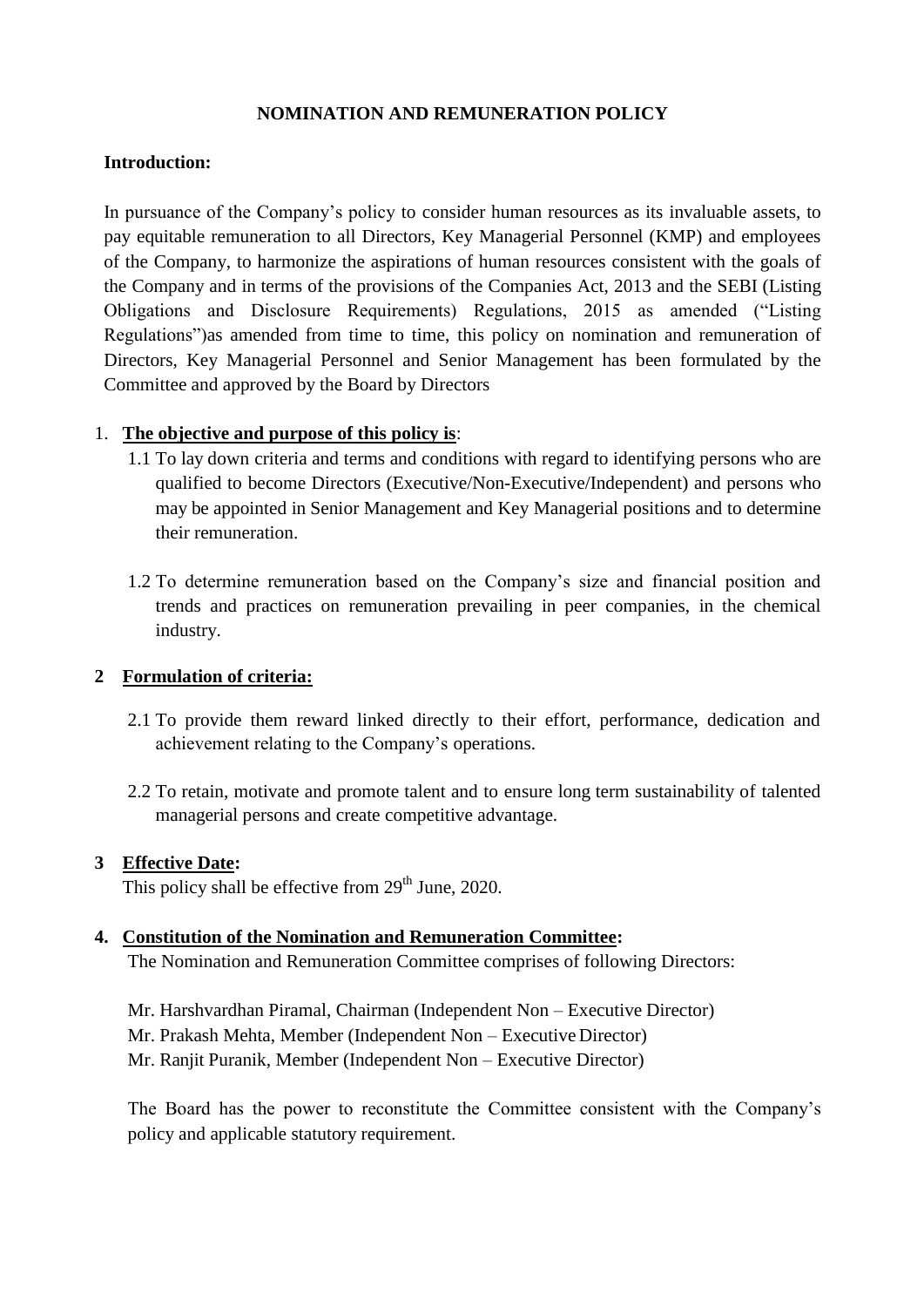# NOMINATION AND REMUNERATION POLICY

**Introduction:**

In pursuance of the Company's policy to consider human resources as its invaluable assets, to pay equitable remuneration to all Directors, Key Managerial Personnel (KMP) and employees of the Company, to harmonize the aspirations of human resources consistent with the goals of the Company and in terms of the provisions of the Companies Act, 2013 and the SEBI (Listing Obligations and Disclosure Requirements) Regulations, 2015 as amended ("Listing Regulations")as amended from time to time, this policy on nomination and remuneration of Directors, Key Managerial Personnel and Senior Management has been formulated by the Committee and approved by the Board by Directors

1. **The objective and purpose of this policy is**:
   - 1.1 To lay down criteria and terms and conditions with regard to identifying persons who are qualified to become Directors (Executive/Non-Executive/Independent) and persons who may be appointed in Senior Management and Key Managerial positions and to determine their remuneration.
   - 1.2 To determine remuneration based on the Company's size and financial position and trends and practices on remuneration prevailing in peer companies, in the chemical industry.

**2 Formulation of criteria:**

- 2.1 To provide them reward linked directly to their effort, performance, dedication and achievement relating to the Company's operations.
- 2.2 To retain, motivate and promote talent and to ensure long term sustainability of talented managerial persons and create competitive advantage.

**3 Effective Date:**

This policy shall be effective from 29th June, 2020.

**4. Constitution of the Nomination and Remuneration Committee:**

The Nomination and Remuneration Committee comprises of following Directors:

Mr. Harshvardhan Piramal, Chairman (Independent Non – Executive Director)
Mr. Prakash Mehta, Member (Independent Non – Executive Director)
Mr. Ranjit Puranik, Member (Independent Non – Executive Director)

The Board has the power to reconstitute the Committee consistent with the Company's policy and applicable statutory requirement.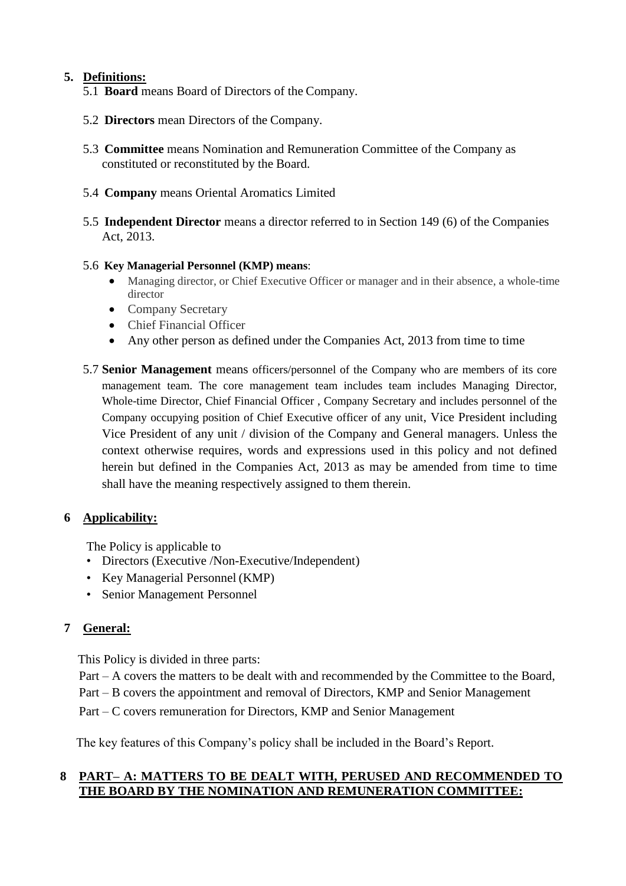## 5. Definitions:

5.1 **Board** means Board of Directors of the Company.

5.2 **Directors** mean Directors of the Company.

5.3 **Committee** means Nomination and Remuneration Committee of the Company as constituted or reconstituted by the Board.

5.4 **Company** means Oriental Aromatics Limited

5.5 **Independent Director** means a director referred to in Section 149 (6) of the Companies Act, 2013.

5.6 **Key Managerial Personnel (KMP) means**:

- Managing director, or Chief Executive Officer or manager and in their absence, a whole-time director
- Company Secretary
- Chief Financial Officer
- Any other person as defined under the Companies Act, 2013 from time to time

5.7 **Senior Management** means officers/personnel of the Company who are members of its core management team. The core management team includes team includes Managing Director, Whole-time Director, Chief Financial Officer , Company Secretary and includes personnel of the Company occupying position of Chief Executive officer of any unit, Vice President including Vice President of any unit / division of the Company and General managers. Unless the context otherwise requires, words and expressions used in this policy and not defined herein but defined in the Companies Act, 2013 as may be amended from time to time shall have the meaning respectively assigned to them therein.

## 6 Applicability:

The Policy is applicable to

- Directors (Executive /Non-Executive/Independent)
- Key Managerial Personnel (KMP)
- Senior Management Personnel

## 7 General:

This Policy is divided in three parts:

Part – A covers the matters to be dealt with and recommended by the Committee to the Board,

Part – B covers the appointment and removal of Directors, KMP and Senior Management

Part – C covers remuneration for Directors, KMP and Senior Management

The key features of this Company's policy shall be included in the Board's Report.

## 8 PART– A: MATTERS TO BE DEALT WITH, PERUSED AND RECOMMENDED TO THE BOARD BY THE NOMINATION AND REMUNERATION COMMITTEE: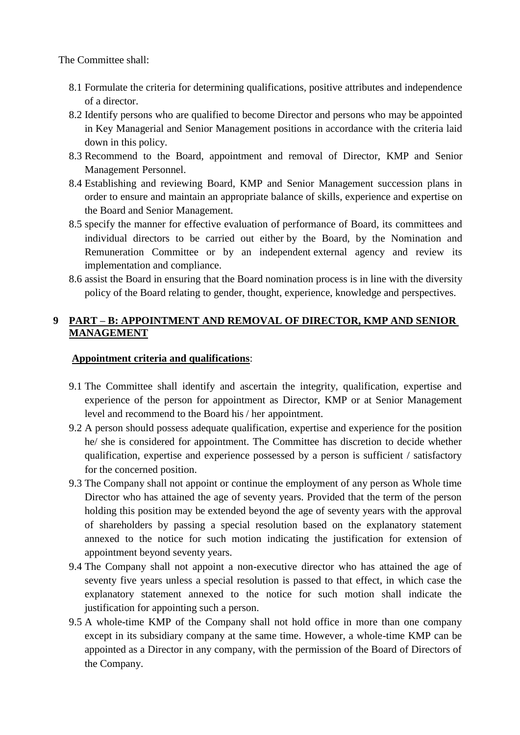The Committee shall:

8.1 Formulate the criteria for determining qualifications, positive attributes and independence of a director.

8.2 Identify persons who are qualified to become Director and persons who may be appointed in Key Managerial and Senior Management positions in accordance with the criteria laid down in this policy.

8.3 Recommend to the Board, appointment and removal of Director, KMP and Senior Management Personnel.

8.4 Establishing and reviewing Board, KMP and Senior Management succession plans in order to ensure and maintain an appropriate balance of skills, experience and expertise on the Board and Senior Management.

8.5 specify the manner for effective evaluation of performance of Board, its committees and individual directors to be carried out either by the Board, by the Nomination and Remuneration Committee or by an independent external agency and review its implementation and compliance.

8.6 assist the Board in ensuring that the Board nomination process is in line with the diversity policy of the Board relating to gender, thought, experience, knowledge and perspectives.

## 9 PART – B: APPOINTMENT AND REMOVAL OF DIRECTOR, KMP AND SENIOR MANAGEMENT

**Appointment criteria and qualifications**:

9.1 The Committee shall identify and ascertain the integrity, qualification, expertise and experience of the person for appointment as Director, KMP or at Senior Management level and recommend to the Board his / her appointment.

9.2 A person should possess adequate qualification, expertise and experience for the position he/ she is considered for appointment. The Committee has discretion to decide whether qualification, expertise and experience possessed by a person is sufficient / satisfactory for the concerned position.

9.3 The Company shall not appoint or continue the employment of any person as Whole time Director who has attained the age of seventy years. Provided that the term of the person holding this position may be extended beyond the age of seventy years with the approval of shareholders by passing a special resolution based on the explanatory statement annexed to the notice for such motion indicating the justification for extension of appointment beyond seventy years.

9.4 The Company shall not appoint a non-executive director who has attained the age of seventy five years unless a special resolution is passed to that effect, in which case the explanatory statement annexed to the notice for such motion shall indicate the justification for appointing such a person.

9.5 A whole-time KMP of the Company shall not hold office in more than one company except in its subsidiary company at the same time. However, a whole-time KMP can be appointed as a Director in any company, with the permission of the Board of Directors of the Company.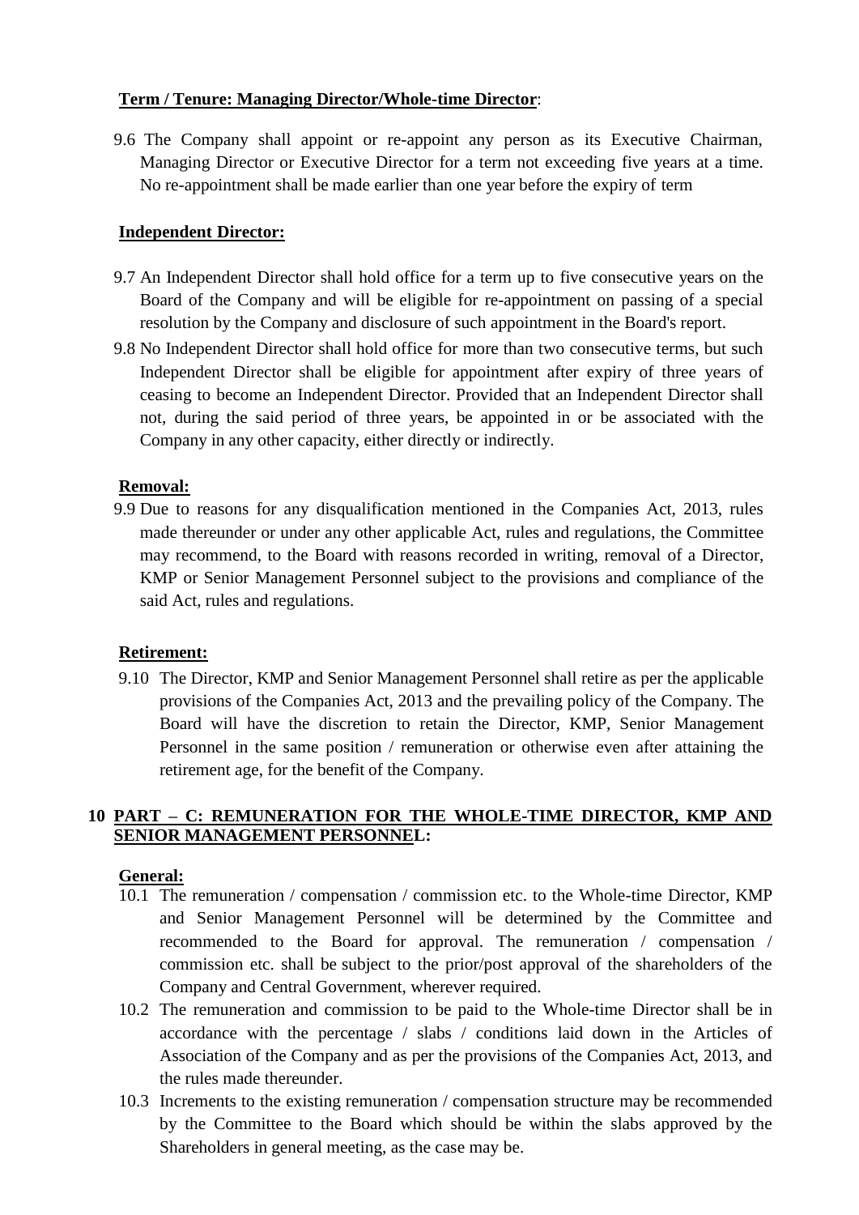**Term / Tenure: Managing Director/Whole-time Director**:

9.6 The Company shall appoint or re-appoint any person as its Executive Chairman, Managing Director or Executive Director for a term not exceeding five years at a time. No re-appointment shall be made earlier than one year before the expiry of term

**Independent Director:**

9.7 An Independent Director shall hold office for a term up to five consecutive years on the Board of the Company and will be eligible for re-appointment on passing of a special resolution by the Company and disclosure of such appointment in the Board's report.

9.8 No Independent Director shall hold office for more than two consecutive terms, but such Independent Director shall be eligible for appointment after expiry of three years of ceasing to become an Independent Director. Provided that an Independent Director shall not, during the said period of three years, be appointed in or be associated with the Company in any other capacity, either directly or indirectly.

**Removal:**

9.9 Due to reasons for any disqualification mentioned in the Companies Act, 2013, rules made thereunder or under any other applicable Act, rules and regulations, the Committee may recommend, to the Board with reasons recorded in writing, removal of a Director, KMP or Senior Management Personnel subject to the provisions and compliance of the said Act, rules and regulations.

**Retirement:**

9.10 The Director, KMP and Senior Management Personnel shall retire as per the applicable provisions of the Companies Act, 2013 and the prevailing policy of the Company. The Board will have the discretion to retain the Director, KMP, Senior Management Personnel in the same position / remuneration or otherwise even after attaining the retirement age, for the benefit of the Company.

## 10 PART – C: REMUNERATION FOR THE WHOLE-TIME DIRECTOR, KMP AND SENIOR MANAGEMENT PERSONNEL:

**General:**

10.1 The remuneration / compensation / commission etc. to the Whole-time Director, KMP and Senior Management Personnel will be determined by the Committee and recommended to the Board for approval. The remuneration / compensation / commission etc. shall be subject to the prior/post approval of the shareholders of the Company and Central Government, wherever required.

10.2 The remuneration and commission to be paid to the Whole-time Director shall be in accordance with the percentage / slabs / conditions laid down in the Articles of Association of the Company and as per the provisions of the Companies Act, 2013, and the rules made thereunder.

10.3 Increments to the existing remuneration / compensation structure may be recommended by the Committee to the Board which should be within the slabs approved by the Shareholders in general meeting, as the case may be.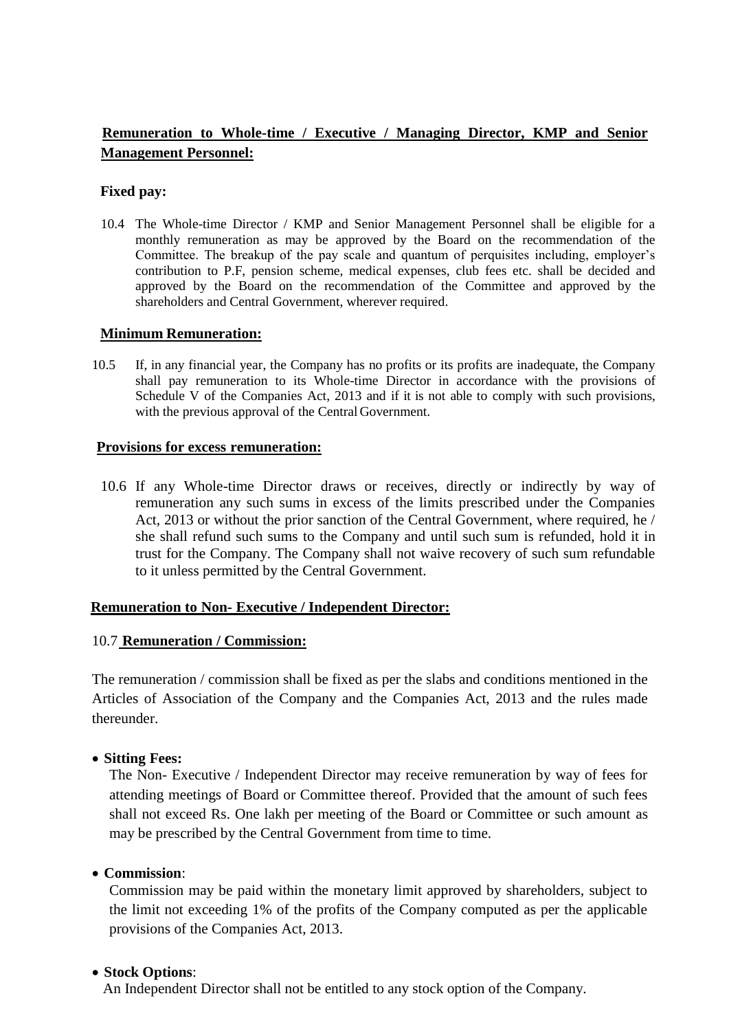## Remuneration to Whole-time / Executive / Managing Director, KMP and Senior Management Personnel:

**Fixed pay:**

10.4 The Whole-time Director / KMP and Senior Management Personnel shall be eligible for a monthly remuneration as may be approved by the Board on the recommendation of the Committee. The breakup of the pay scale and quantum of perquisites including, employer's contribution to P.F, pension scheme, medical expenses, club fees etc. shall be decided and approved by the Board on the recommendation of the Committee and approved by the shareholders and Central Government, wherever required.

**Minimum Remuneration:**

10.5 If, in any financial year, the Company has no profits or its profits are inadequate, the Company shall pay remuneration to its Whole-time Director in accordance with the provisions of Schedule V of the Companies Act, 2013 and if it is not able to comply with such provisions, with the previous approval of the Central Government.

**Provisions for excess remuneration:**

10.6 If any Whole-time Director draws or receives, directly or indirectly by way of remuneration any such sums in excess of the limits prescribed under the Companies Act, 2013 or without the prior sanction of the Central Government, where required, he / she shall refund such sums to the Company and until such sum is refunded, hold it in trust for the Company. The Company shall not waive recovery of such sum refundable to it unless permitted by the Central Government.

## Remuneration to Non- Executive / Independent Director:

10.7 **Remuneration / Commission:**

The remuneration / commission shall be fixed as per the slabs and conditions mentioned in the Articles of Association of the Company and the Companies Act, 2013 and the rules made thereunder.

- **Sitting Fees:**
  The Non- Executive / Independent Director may receive remuneration by way of fees for attending meetings of Board or Committee thereof. Provided that the amount of such fees shall not exceed Rs. One lakh per meeting of the Board or Committee or such amount as may be prescribed by the Central Government from time to time.

- **Commission**:
  Commission may be paid within the monetary limit approved by shareholders, subject to the limit not exceeding 1% of the profits of the Company computed as per the applicable provisions of the Companies Act, 2013.

- **Stock Options**:
  An Independent Director shall not be entitled to any stock option of the Company.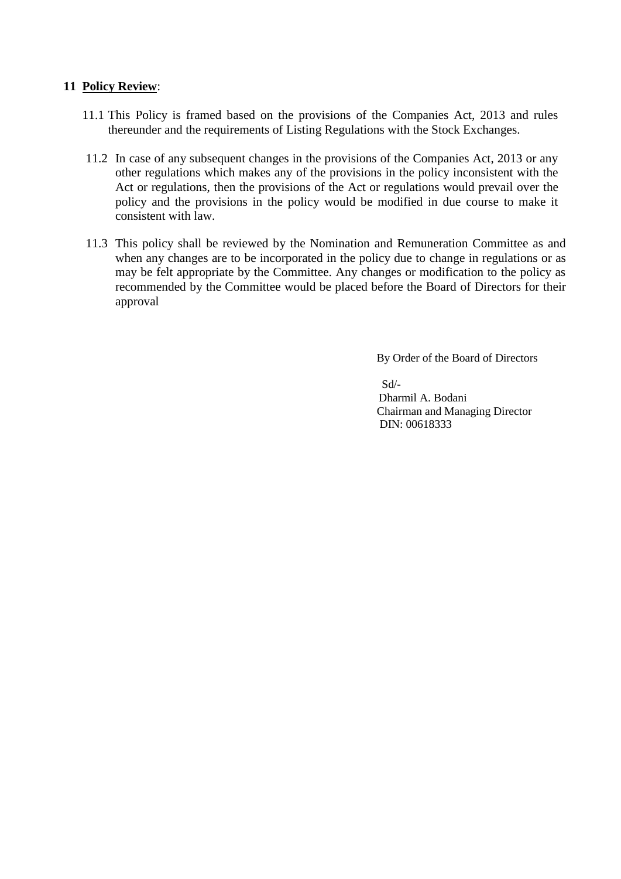## 11 **Policy Review**:

11.1 This Policy is framed based on the provisions of the Companies Act, 2013 and rules thereunder and the requirements of Listing Regulations with the Stock Exchanges.

11.2 In case of any subsequent changes in the provisions of the Companies Act, 2013 or any other regulations which makes any of the provisions in the policy inconsistent with the Act or regulations, then the provisions of the Act or regulations would prevail over the policy and the provisions in the policy would be modified in due course to make it consistent with law.

11.3 This policy shall be reviewed by the Nomination and Remuneration Committee as and when any changes are to be incorporated in the policy due to change in regulations or as may be felt appropriate by the Committee. Any changes or modification to the policy as recommended by the Committee would be placed before the Board of Directors for their approval

By Order of the Board of Directors

Sd/-
Dharmil A. Bodani
Chairman and Managing Director
DIN: 00618333